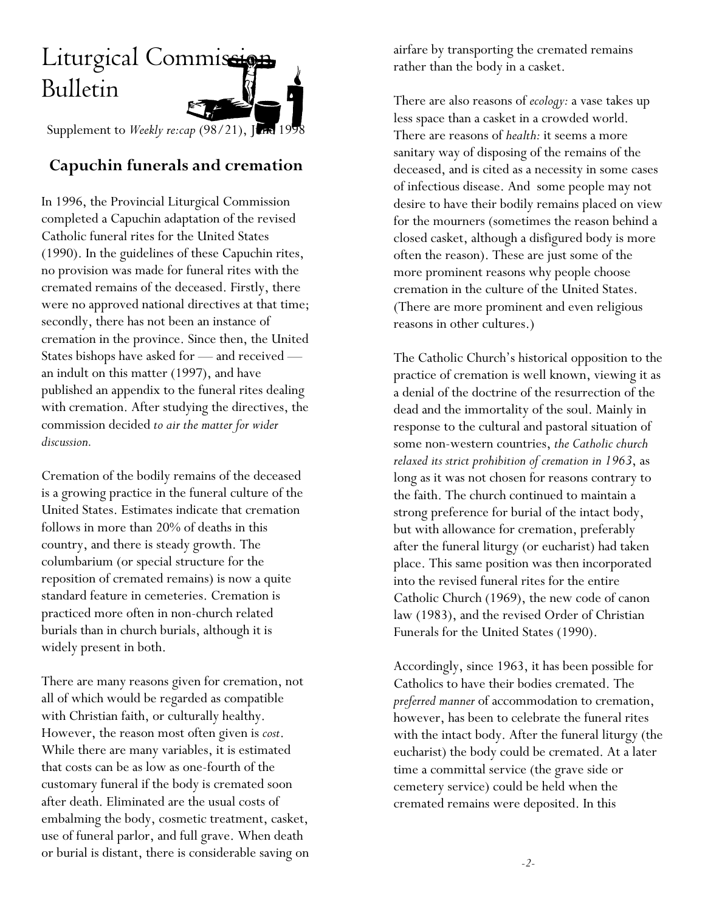# Liturgical Commission Bulletin

Supplement to *Weekly re:cap* (98/21), June 1998

## Capuchin funerals and cremation

In 1996, the Provincial Liturgical Commission completed a Capuchin adaptation of the revised Catholic funeral rites for the United States (1990). In the guidelines of these Capuchin rites, no provision was made for funeral rites with the cremated remains of the deceased. Firstly, there were no approved national directives at that time; secondly, there has not been an instance of cremation in the province. Since then, the United States bishops have asked for — and received — an indult on this matter (1997), and have published an appendix to the funeral rites dealing with cremation. After studying the directives, the commission decided *to air the matter for wider discussion.*

Cremation of the bodily remains of the deceased is a growing practice in the funeral culture of the United States. Estimates indicate that cremation follows in more than 20% of deaths in this country, and there is steady growth. The columbarium (or special structure for the reposition of cremated remains) is now a quite standard feature in cemeteries. Cremation is practiced more often in non-church related burials than in church burials, although it is widely present in both.

There are many reasons given for cremation, not all of which would be regarded as compatible with Christian faith, or culturally healthy. However, the reason most often given is *cost*. While there are many variables, it is estimated that costs can be as low as one-fourth of the customary funeral if the body is cremated soon after death. Eliminated are the usual costs of embalming the body, cosmetic treatment, casket, use of funeral parlor, and full grave. When death or burial is distant, there is considerable saving on airfare by transporting the cremated remains rather than the body in a casket.

There are also reasons of *ecology:* a vase takes up less space than a casket in a crowded world. There are reasons of *health:* it seems a more sanitary way of disposing of the remains of the deceased, and is cited as a necessity in some cases of infectious disease. And some people may not desire to have their bodily remains placed on view for the mourners (sometimes the reason behind a closed casket, although a disfigured body is more often the reason). These are just some of the more prominent reasons why people choose cremation in the culture of the United States. (There are more prominent and even religious reasons in other cultures.)

The Catholic Church's historical opposition to the practice of cremation is well known, viewing it as a denial of the doctrine of the resurrection of the dead and the immortality of the soul. Mainly in response to the cultural and pastoral situation of some non-western countries, *the Catholic church relaxed its strict prohibition of cremation in 1963*, as long as it was not chosen for reasons contrary to the faith. The church continued to maintain a strong preference for burial of the intact body, but with allowance for cremation, preferably after the funeral liturgy (or eucharist) had taken place. This same position was then incorporated into the revised funeral rites for the entire Catholic Church (1969), the new code of canon law (1983), and the revised Order of Christian Funerals for the United States (1990).

Accordingly, since 1963, it has been possible for Catholics to have their bodies cremated. The *preferred manner* of accommodation to cremation, however, has been to celebrate the funeral rites with the intact body. After the funeral liturgy (the eucharist) the body could be cremated. At a later time a committal service (the grave side or cemetery service) could be held when the cremated remains were deposited. In this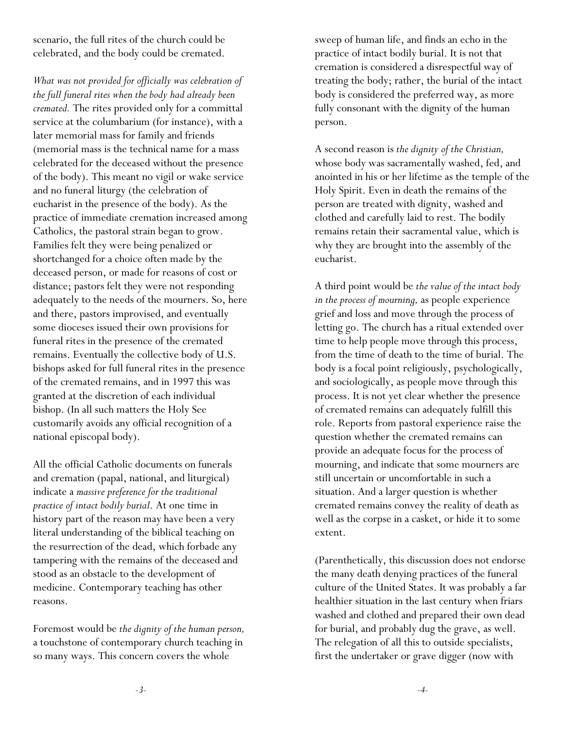scenario, the full rites of the church could be celebrated, and the body could be cremated.

*What was not provided for officially was celebration of the full funeral rites when the body had already been cremated.* The rites provided only for a committal service at the columbarium (for instance), with a later memorial mass for family and friends (memorial mass is the technical name for a mass celebrated for the deceased without the presence of the body). This meant no vigil or wake service and no funeral liturgy (the celebration of eucharist in the presence of the body). As the practice of immediate cremation increased among Catholics, the pastoral strain began to grow. Families felt they were being penalized or shortchanged for a choice often made by the deceased person, or made for reasons of cost or distance; pastors felt they were not responding adequately to the needs of the mourners. So, here and there, pastors improvised, and eventually some dioceses issued their own provisions for funeral rites in the presence of the cremated remains. Eventually the collective body of U.S. bishops asked for full funeral rites in the presence of the cremated remains, and in 1997 this was granted at the discretion of each individual bishop. (In all such matters the Holy See customarily avoids any official recognition of a national episcopal body).

All the official Catholic documents on funerals and cremation (papal, national, and liturgical) indicate a *massive preference for the traditional practice of intact bodily burial*. At one time in history part of the reason may have been a very literal understanding of the biblical teaching on the resurrection of the dead, which forbade any tampering with the remains of the deceased and stood as an obstacle to the development of medicine. Contemporary teaching has other reasons.

Foremost would be *the dignity of the human person,* a touchstone of contemporary church teaching in so many ways. This concern covers the whole sweep of human life, and finds an echo in the practice of intact bodily burial. It is not that cremation is considered a disrespectful way of treating the body; rather, the burial of the intact body is considered the preferred way, as more fully consonant with the dignity of the human person.

A second reason is *the dignity of the Christian,* whose body was sacramentally washed, fed, and anointed in his or her lifetime as the temple of the Holy Spirit. Even in death the remains of the person are treated with dignity, washed and clothed and carefully laid to rest. The bodily remains retain their sacramental value, which is why they are brought into the assembly of the eucharist.

A third point would be *the value of the intact body in the process of mourning,* as people experience grief and loss and move through the process of letting go. The church has a ritual extended over time to help people move through this process, from the time of death to the time of burial. The body is a focal point religiously, psychologically, and sociologically, as people move through this process. It is not yet clear whether the presence of cremated remains can adequately fulfill this role. Reports from pastoral experience raise the question whether the cremated remains can provide an adequate focus for the process of mourning, and indicate that some mourners are still uncertain or uncomfortable in such a situation. And a larger question is whether cremated remains convey the reality of death as well as the corpse in a casket, or hide it to some extent.

(Parenthetically, this discussion does not endorse the many death denying practices of the funeral culture of the United States. It was probably a far healthier situation in the last century when friars washed and clothed and prepared their own dead for burial, and probably dug the grave, as well. The relegation of all this to outside specialists, first the undertaker or grave digger (now with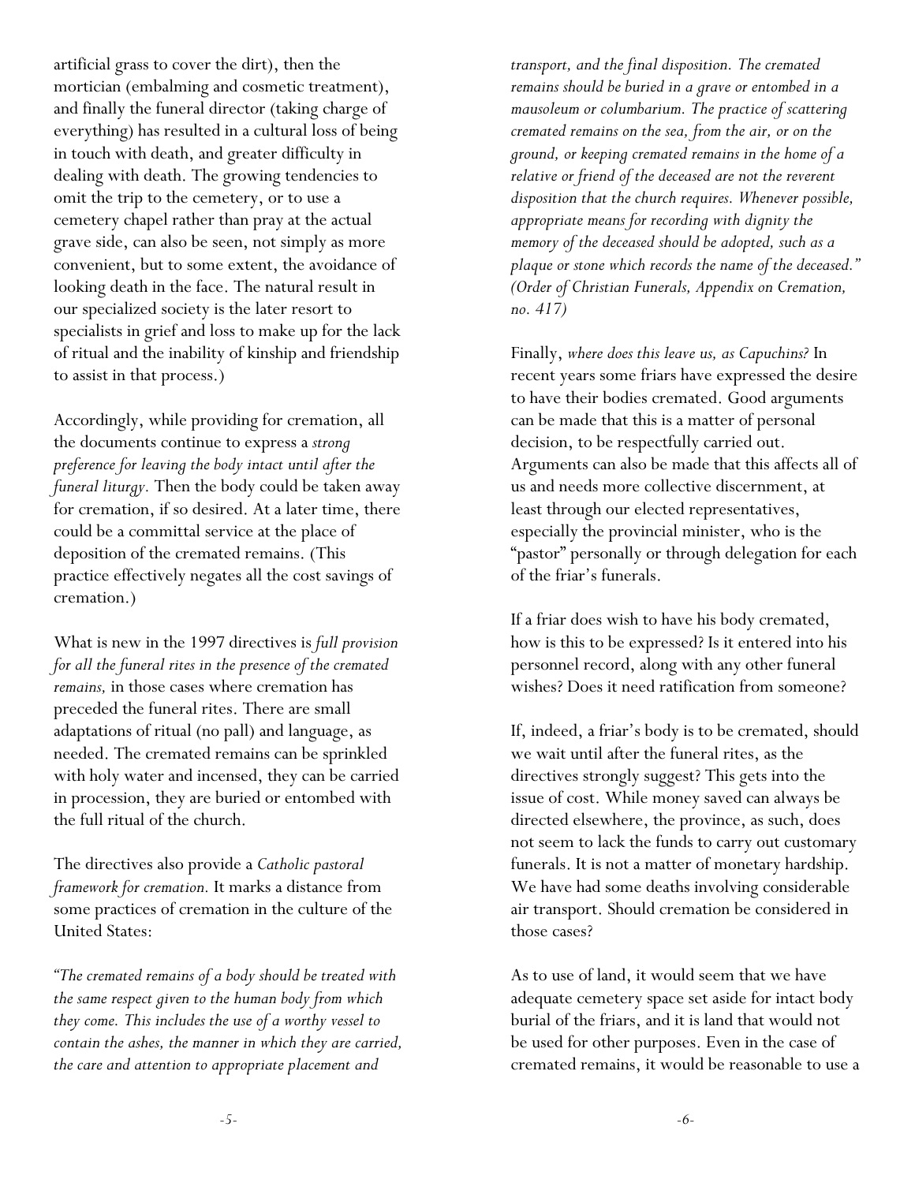artificial grass to cover the dirt), then the mortician (embalming and cosmetic treatment), and finally the funeral director (taking charge of everything) has resulted in a cultural loss of being in touch with death, and greater difficulty in dealing with death. The growing tendencies to omit the trip to the cemetery, or to use a cemetery chapel rather than pray at the actual grave side, can also be seen, not simply as more convenient, but to some extent, the avoidance of looking death in the face. The natural result in our specialized society is the later resort to specialists in grief and loss to make up for the lack of ritual and the inability of kinship and friendship to assist in that process.)

Accordingly, while providing for cremation, all the documents continue to express a *strong preference for leaving the body intact until after the funeral liturgy.* Then the body could be taken away for cremation, if so desired. At a later time, there could be a committal service at the place of deposition of the cremated remains. (This practice effectively negates all the cost savings of cremation.)

What is new in the 1997 directives is *full provision for all the funeral rites in the presence of the cremated remains,* in those cases where cremation has preceded the funeral rites. There are small adaptations of ritual (no pall) and language, as needed. The cremated remains can be sprinkled with holy water and incensed, they can be carried in procession, they are buried or entombed with the full ritual of the church.

The directives also provide a *Catholic pastoral framework for cremation.* It marks a distance from some practices of cremation in the culture of the United States:

*"The cremated remains of a body should be treated with the same respect given to the human body from which they come. This includes the use of a worthy vessel to contain the ashes, the manner in which they are carried, the care and attention to appropriate placement and transport, and the final disposition. The cremated remains should be buried in a grave or entombed in a mausoleum or columbarium. The practice of scattering cremated remains on the sea, from the air, or on the ground, or keeping cremated remains in the home of a relative or friend of the deceased are not the reverent disposition that the church requires. Whenever possible, appropriate means for recording with dignity the memory of the deceased should be adopted, such as a plaque or stone which records the name of the deceased." (Order of Christian Funerals, Appendix on Cremation, no. 417)*

Finally, *where does this leave us, as Capuchins?* In recent years some friars have expressed the desire to have their bodies cremated. Good arguments can be made that this is a matter of personal decision, to be respectfully carried out. Arguments can also be made that this affects all of us and needs more collective discernment, at least through our elected representatives, especially the provincial minister, who is the "pastor" personally or through delegation for each of the friar's funerals.

If a friar does wish to have his body cremated, how is this to be expressed? Is it entered into his personnel record, along with any other funeral wishes? Does it need ratification from someone?

If, indeed, a friar's body is to be cremated, should we wait until after the funeral rites, as the directives strongly suggest? This gets into the issue of cost. While money saved can always be directed elsewhere, the province, as such, does not seem to lack the funds to carry out customary funerals. It is not a matter of monetary hardship. We have had some deaths involving considerable air transport. Should cremation be considered in those cases?

As to use of land, it would seem that we have adequate cemetery space set aside for intact body burial of the friars, and it is land that would not be used for other purposes. Even in the case of cremated remains, it would be reasonable to use a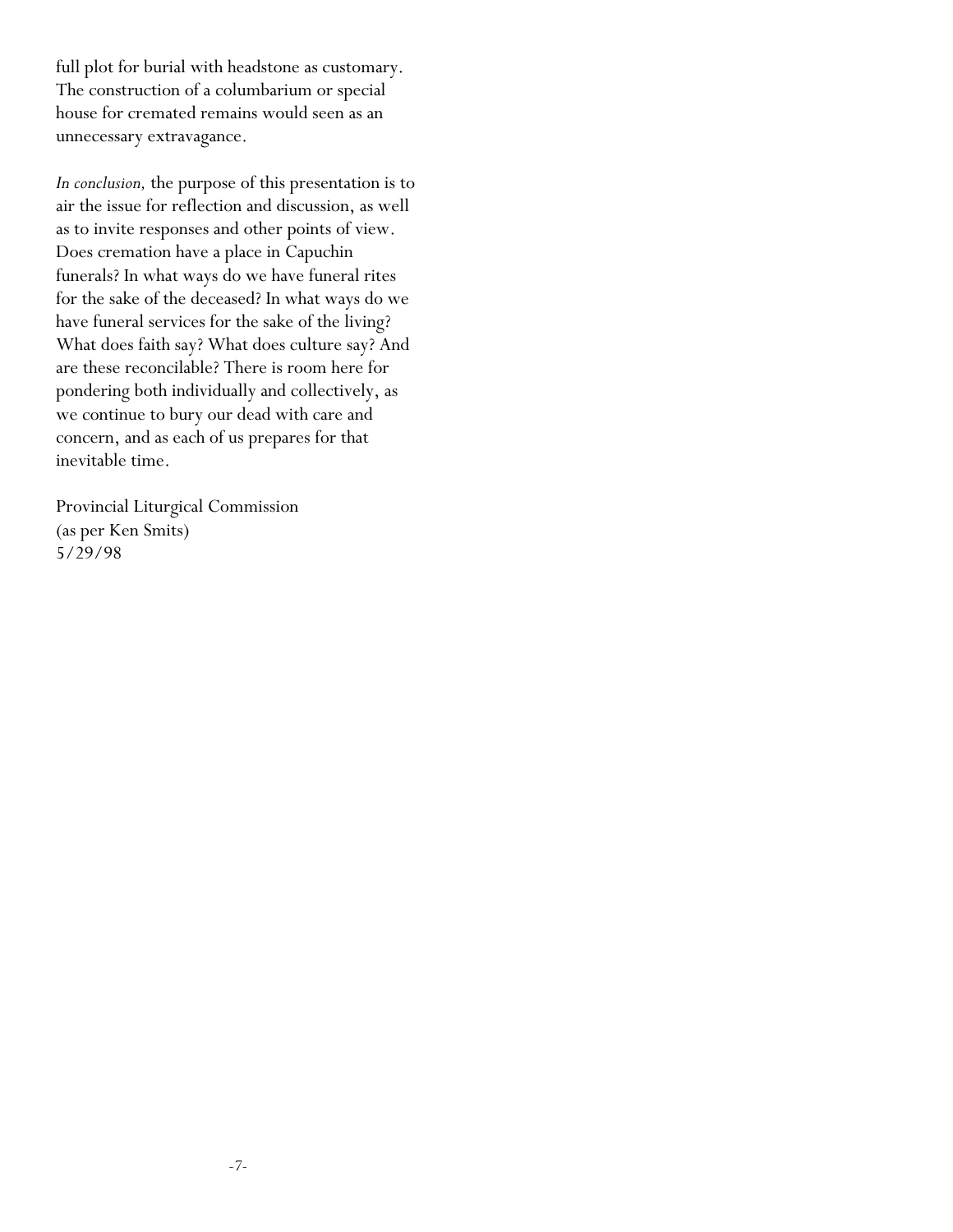full plot for burial with headstone as customary. The construction of a columbarium or special house for cremated remains would seen as an unnecessary extravagance.

*In conclusion,* the purpose of this presentation is to air the issue for reflection and discussion, as well as to invite responses and other points of view. Does cremation have a place in Capuchin funerals? In what ways do we have funeral rites for the sake of the deceased? In what ways do we have funeral services for the sake of the living? What does faith say? What does culture say? And are these reconcilable? There is room here for pondering both individually and collectively, as we continue to bury our dead with care and concern, and as each of us prepares for that inevitable time.

Provincial Liturgical Commission
(as per Ken Smits)
5/29/98